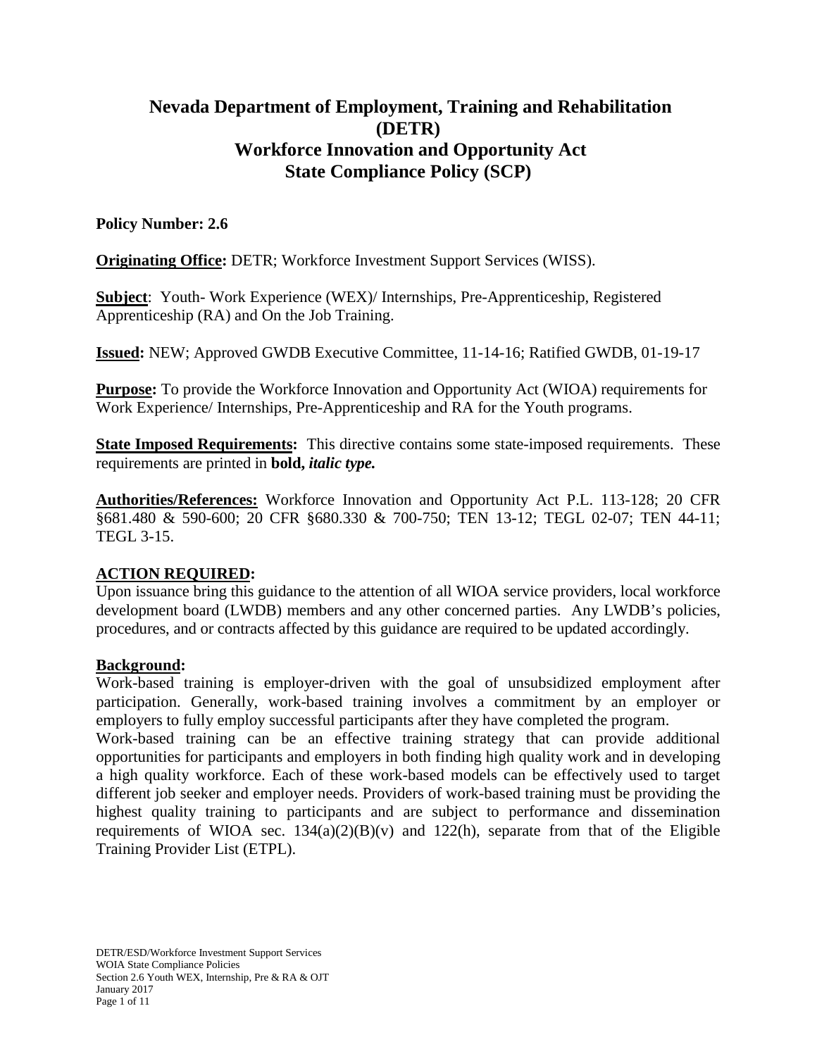# Nevada Department of Employment, Training and Rehabilitation (DETR)
# Workforce Innovation and Opportunity Act
# State Compliance Policy (SCP)

**Policy Number: 2.6**

**Originating Office:** DETR; Workforce Investment Support Services (WISS).

**Subject**: Youth- Work Experience (WEX)/ Internships, Pre-Apprenticeship, Registered Apprenticeship (RA) and On the Job Training.

**Issued:** NEW; Approved GWDB Executive Committee, 11-14-16; Ratified GWDB, 01-19-17

**Purpose:** To provide the Workforce Innovation and Opportunity Act (WIOA) requirements for Work Experience/ Internships, Pre-Apprenticeship and RA for the Youth programs.

**State Imposed Requirements:** This directive contains some state-imposed requirements. These requirements are printed in **bold, *italic type.***

**Authorities/References:** Workforce Innovation and Opportunity Act P.L. 113-128; 20 CFR §681.480 & 590-600; 20 CFR §680.330 & 700-750; TEN 13-12; TEGL 02-07; TEN 44-11; TEGL 3-15.

**ACTION REQUIRED:**
Upon issuance bring this guidance to the attention of all WIOA service providers, local workforce development board (LWDB) members and any other concerned parties. Any LWDB's policies, procedures, and or contracts affected by this guidance are required to be updated accordingly.

**Background:**
Work-based training is employer-driven with the goal of unsubsidized employment after participation. Generally, work-based training involves a commitment by an employer or employers to fully employ successful participants after they have completed the program.
Work-based training can be an effective training strategy that can provide additional opportunities for participants and employers in both finding high quality work and in developing a high quality workforce. Each of these work-based models can be effectively used to target different job seeker and employer needs. Providers of work-based training must be providing the highest quality training to participants and are subject to performance and dissemination requirements of WIOA sec. 134(a)(2)(B)(v) and 122(h), separate from that of the Eligible Training Provider List (ETPL).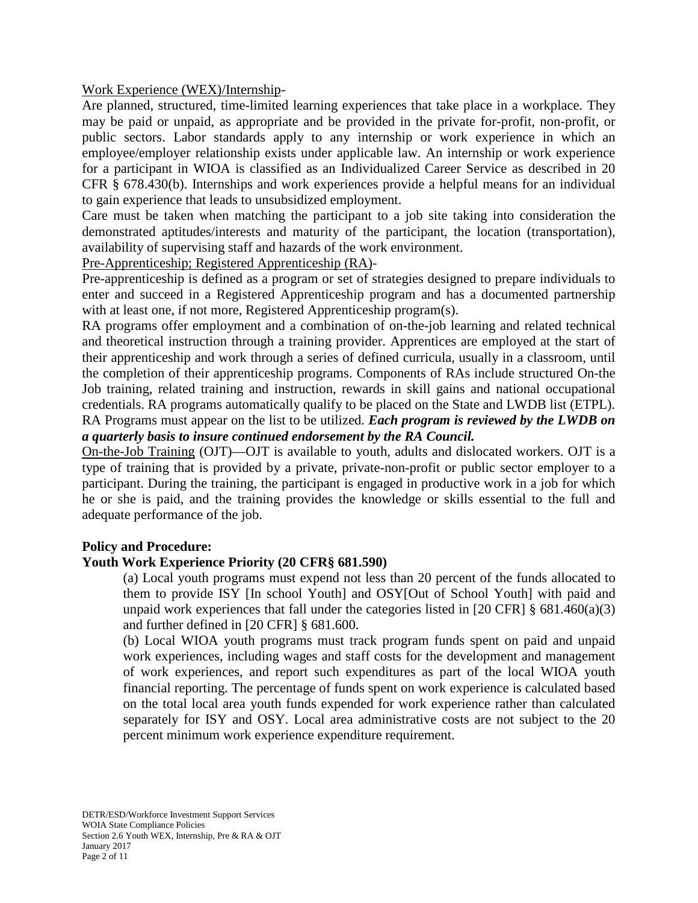Work Experience (WEX)/Internship-

Are planned, structured, time-limited learning experiences that take place in a workplace. They may be paid or unpaid, as appropriate and be provided in the private for-profit, non-profit, or public sectors. Labor standards apply to any internship or work experience in which an employee/employer relationship exists under applicable law. An internship or work experience for a participant in WIOA is classified as an Individualized Career Service as described in 20 CFR § 678.430(b). Internships and work experiences provide a helpful means for an individual to gain experience that leads to unsubsidized employment.

Care must be taken when matching the participant to a job site taking into consideration the demonstrated aptitudes/interests and maturity of the participant, the location (transportation), availability of supervising staff and hazards of the work environment.

Pre-Apprenticeship; Registered Apprenticeship (RA)-

Pre-apprenticeship is defined as a program or set of strategies designed to prepare individuals to enter and succeed in a Registered Apprenticeship program and has a documented partnership with at least one, if not more, Registered Apprenticeship program(s).

RA programs offer employment and a combination of on-the-job learning and related technical and theoretical instruction through a training provider. Apprentices are employed at the start of their apprenticeship and work through a series of defined curricula, usually in a classroom, until the completion of their apprenticeship programs. Components of RAs include structured On-the Job training, related training and instruction, rewards in skill gains and national occupational credentials. RA programs automatically qualify to be placed on the State and LWDB list (ETPL). RA Programs must appear on the list to be utilized. ***Each program is reviewed by the LWDB on a quarterly basis to insure continued endorsement by the RA Council.***

On-the-Job Training (OJT)—OJT is available to youth, adults and dislocated workers. OJT is a type of training that is provided by a private, private-non-profit or public sector employer to a participant. During the training, the participant is engaged in productive work in a job for which he or she is paid, and the training provides the knowledge or skills essential to the full and adequate performance of the job.

**Policy and Procedure:**

**Youth Work Experience Priority (20 CFR§ 681.590)**

(a) Local youth programs must expend not less than 20 percent of the funds allocated to them to provide ISY [In school Youth] and OSY[Out of School Youth] with paid and unpaid work experiences that fall under the categories listed in [20 CFR] § 681.460(a)(3) and further defined in [20 CFR] § 681.600.

(b) Local WIOA youth programs must track program funds spent on paid and unpaid work experiences, including wages and staff costs for the development and management of work experiences, and report such expenditures as part of the local WIOA youth financial reporting. The percentage of funds spent on work experience is calculated based on the total local area youth funds expended for work experience rather than calculated separately for ISY and OSY. Local area administrative costs are not subject to the 20 percent minimum work experience expenditure requirement.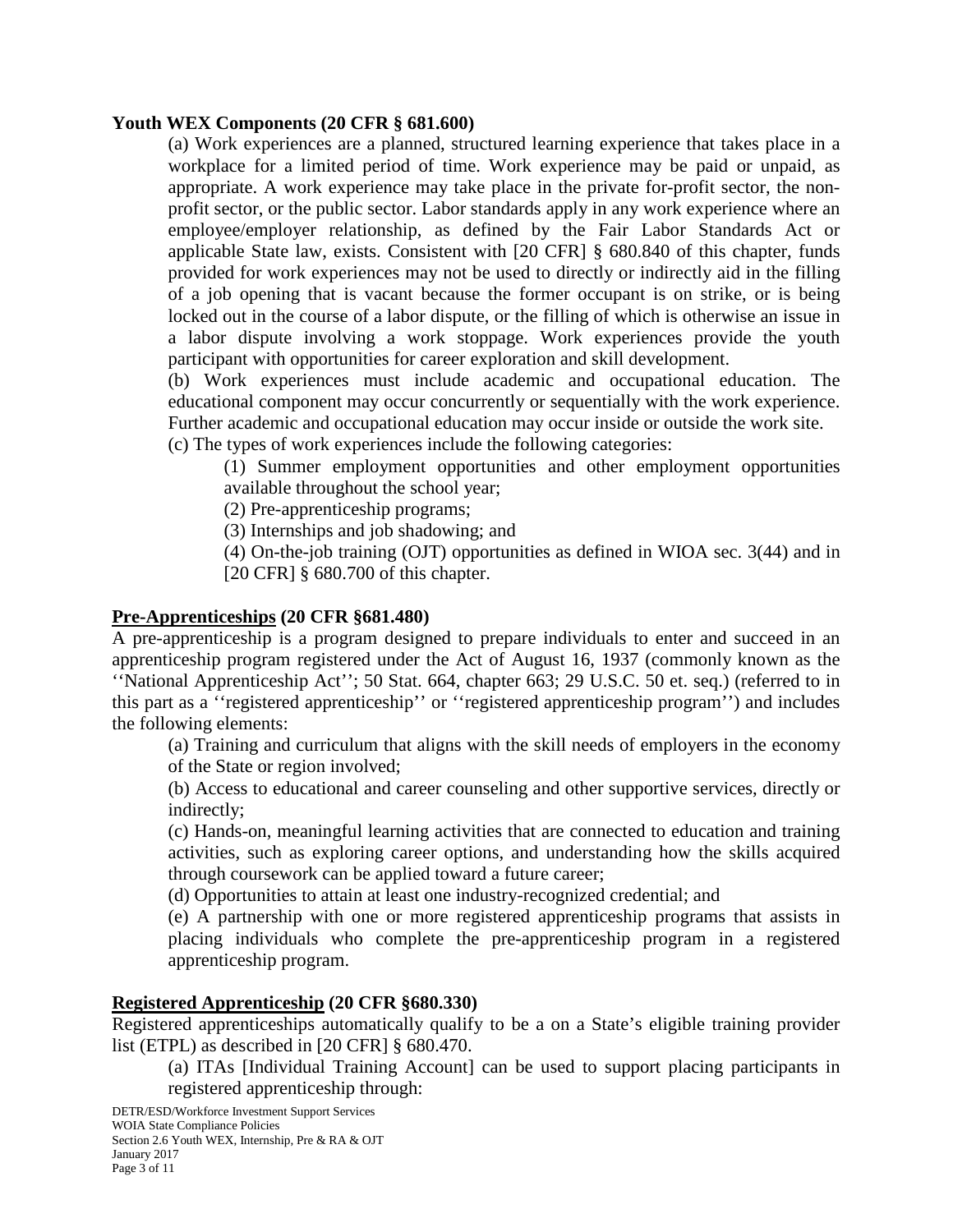**Youth WEX Components (20 CFR § 681.600)**

(a) Work experiences are a planned, structured learning experience that takes place in a workplace for a limited period of time. Work experience may be paid or unpaid, as appropriate. A work experience may take place in the private for-profit sector, the non-profit sector, or the public sector. Labor standards apply in any work experience where an employee/employer relationship, as defined by the Fair Labor Standards Act or applicable State law, exists. Consistent with [20 CFR] § 680.840 of this chapter, funds provided for work experiences may not be used to directly or indirectly aid in the filling of a job opening that is vacant because the former occupant is on strike, or is being locked out in the course of a labor dispute, or the filling of which is otherwise an issue in a labor dispute involving a work stoppage. Work experiences provide the youth participant with opportunities for career exploration and skill development.

(b) Work experiences must include academic and occupational education. The educational component may occur concurrently or sequentially with the work experience. Further academic and occupational education may occur inside or outside the work site.

(c) The types of work experiences include the following categories:

(1) Summer employment opportunities and other employment opportunities available throughout the school year;

(2) Pre-apprenticeship programs;

(3) Internships and job shadowing; and

(4) On-the-job training (OJT) opportunities as defined in WIOA sec. 3(44) and in [20 CFR] § 680.700 of this chapter.

**Pre-Apprenticeships (20 CFR §681.480)**

A pre-apprenticeship is a program designed to prepare individuals to enter and succeed in an apprenticeship program registered under the Act of August 16, 1937 (commonly known as the ''National Apprenticeship Act''; 50 Stat. 664, chapter 663; 29 U.S.C. 50 et. seq.) (referred to in this part as a ''registered apprenticeship'' or ''registered apprenticeship program'') and includes the following elements:

(a) Training and curriculum that aligns with the skill needs of employers in the economy of the State or region involved;

(b) Access to educational and career counseling and other supportive services, directly or indirectly;

(c) Hands-on, meaningful learning activities that are connected to education and training activities, such as exploring career options, and understanding how the skills acquired through coursework can be applied toward a future career;

(d) Opportunities to attain at least one industry-recognized credential; and

(e) A partnership with one or more registered apprenticeship programs that assists in placing individuals who complete the pre-apprenticeship program in a registered apprenticeship program.

**Registered Apprenticeship (20 CFR §680.330)**

Registered apprenticeships automatically qualify to be a on a State's eligible training provider list (ETPL) as described in [20 CFR] § 680.470.

(a) ITAs [Individual Training Account] can be used to support placing participants in registered apprenticeship through: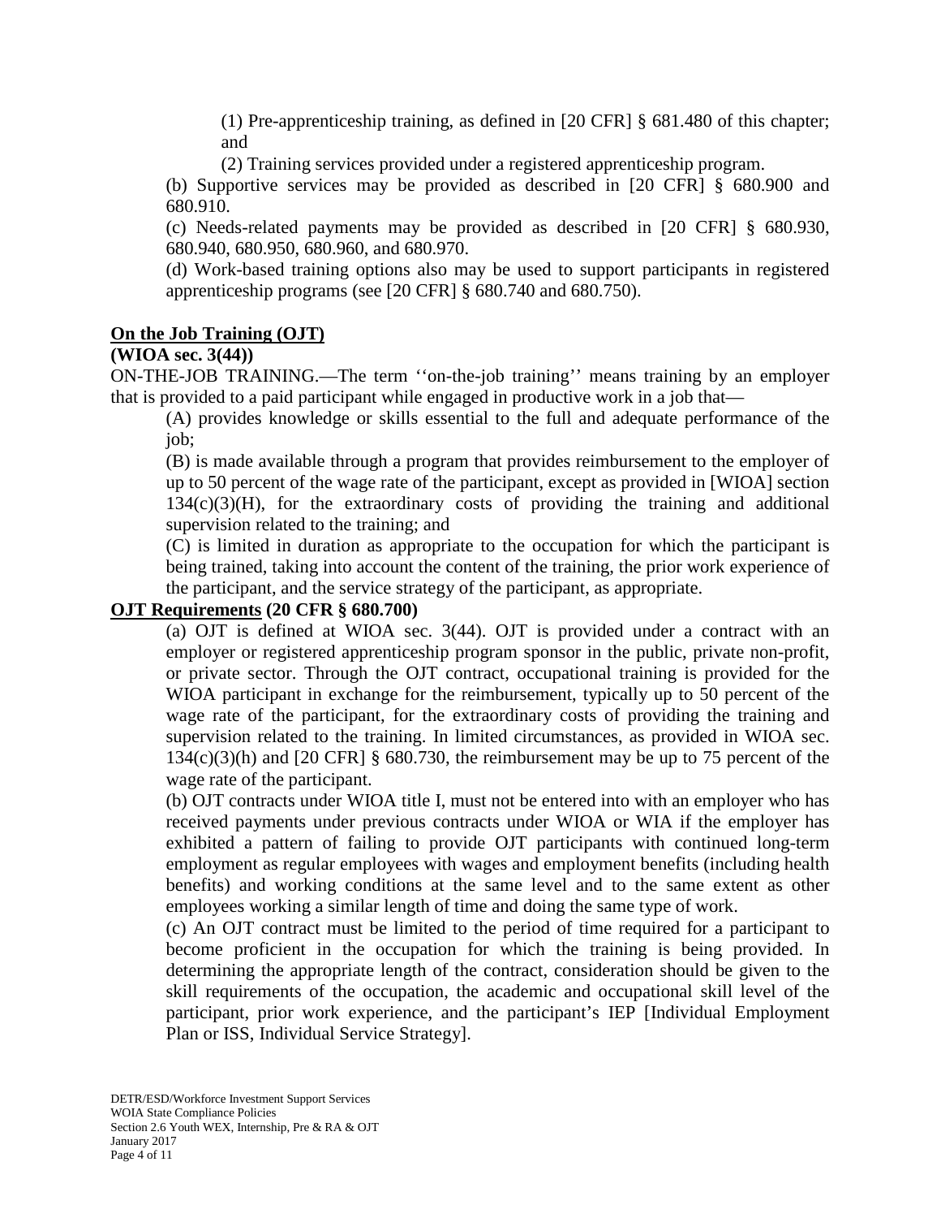(1) Pre-apprenticeship training, as defined in [20 CFR] § 681.480 of this chapter; and

(2) Training services provided under a registered apprenticeship program.

(b) Supportive services may be provided as described in [20 CFR] § 680.900 and 680.910.

(c) Needs-related payments may be provided as described in [20 CFR] § 680.930, 680.940, 680.950, 680.960, and 680.970.

(d) Work-based training options also may be used to support participants in registered apprenticeship programs (see [20 CFR] § 680.740 and 680.750).

**On the Job Training (OJT)**

**(WIOA sec. 3(44))**

ON-THE-JOB TRAINING.—The term ''on-the-job training'' means training by an employer that is provided to a paid participant while engaged in productive work in a job that—

(A) provides knowledge or skills essential to the full and adequate performance of the job;

(B) is made available through a program that provides reimbursement to the employer of up to 50 percent of the wage rate of the participant, except as provided in [WIOA] section 134(c)(3)(H), for the extraordinary costs of providing the training and additional supervision related to the training; and

(C) is limited in duration as appropriate to the occupation for which the participant is being trained, taking into account the content of the training, the prior work experience of the participant, and the service strategy of the participant, as appropriate.

**OJT Requirements (20 CFR § 680.700)**

(a) OJT is defined at WIOA sec. 3(44). OJT is provided under a contract with an employer or registered apprenticeship program sponsor in the public, private non-profit, or private sector. Through the OJT contract, occupational training is provided for the WIOA participant in exchange for the reimbursement, typically up to 50 percent of the wage rate of the participant, for the extraordinary costs of providing the training and supervision related to the training. In limited circumstances, as provided in WIOA sec. 134(c)(3)(h) and [20 CFR] § 680.730, the reimbursement may be up to 75 percent of the wage rate of the participant.

(b) OJT contracts under WIOA title I, must not be entered into with an employer who has received payments under previous contracts under WIOA or WIA if the employer has exhibited a pattern of failing to provide OJT participants with continued long-term employment as regular employees with wages and employment benefits (including health benefits) and working conditions at the same level and to the same extent as other employees working a similar length of time and doing the same type of work.

(c) An OJT contract must be limited to the period of time required for a participant to become proficient in the occupation for which the training is being provided. In determining the appropriate length of the contract, consideration should be given to the skill requirements of the occupation, the academic and occupational skill level of the participant, prior work experience, and the participant's IEP [Individual Employment Plan or ISS, Individual Service Strategy].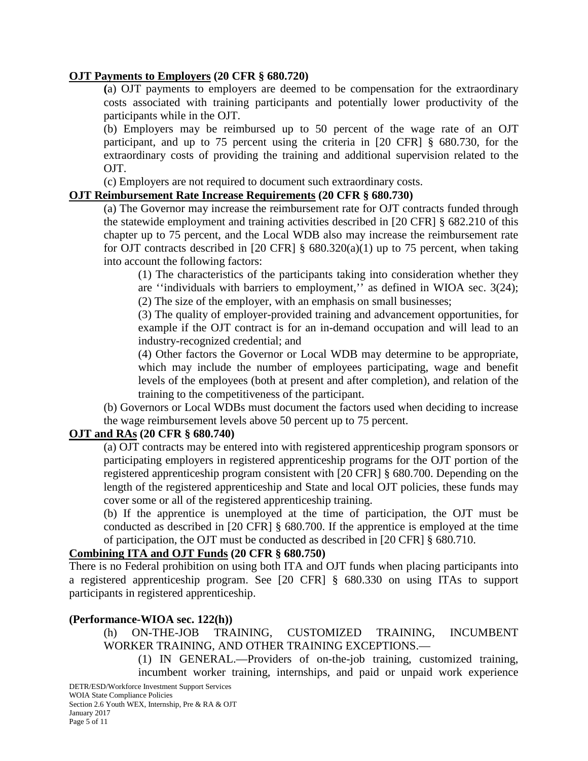**OJT Payments to Employers (20 CFR § 680.720)**

(a) OJT payments to employers are deemed to be compensation for the extraordinary costs associated with training participants and potentially lower productivity of the participants while in the OJT.

(b) Employers may be reimbursed up to 50 percent of the wage rate of an OJT participant, and up to 75 percent using the criteria in [20 CFR] § 680.730, for the extraordinary costs of providing the training and additional supervision related to the OJT.

(c) Employers are not required to document such extraordinary costs.

**OJT Reimbursement Rate Increase Requirements (20 CFR § 680.730)**

(a) The Governor may increase the reimbursement rate for OJT contracts funded through the statewide employment and training activities described in [20 CFR] § 682.210 of this chapter up to 75 percent, and the Local WDB also may increase the reimbursement rate for OJT contracts described in [20 CFR] § 680.320(a)(1) up to 75 percent, when taking into account the following factors:

> (1) The characteristics of the participants taking into consideration whether they are ''individuals with barriers to employment,'' as defined in WIOA sec. 3(24);
>
> (2) The size of the employer, with an emphasis on small businesses;
>
> (3) The quality of employer-provided training and advancement opportunities, for example if the OJT contract is for an in-demand occupation and will lead to an industry-recognized credential; and
>
> (4) Other factors the Governor or Local WDB may determine to be appropriate, which may include the number of employees participating, wage and benefit levels of the employees (both at present and after completion), and relation of the training to the competitiveness of the participant.

(b) Governors or Local WDBs must document the factors used when deciding to increase the wage reimbursement levels above 50 percent up to 75 percent.

**OJT and RAs (20 CFR § 680.740)**

(a) OJT contracts may be entered into with registered apprenticeship program sponsors or participating employers in registered apprenticeship programs for the OJT portion of the registered apprenticeship program consistent with [20 CFR] § 680.700. Depending on the length of the registered apprenticeship and State and local OJT policies, these funds may cover some or all of the registered apprenticeship training.

(b) If the apprentice is unemployed at the time of participation, the OJT must be conducted as described in [20 CFR] § 680.700. If the apprentice is employed at the time of participation, the OJT must be conducted as described in [20 CFR] § 680.710.

**Combining ITA and OJT Funds (20 CFR § 680.750)**

There is no Federal prohibition on using both ITA and OJT funds when placing participants into a registered apprenticeship program. See [20 CFR] § 680.330 on using ITAs to support participants in registered apprenticeship.

**(Performance-WIOA sec. 122(h))**

(h) ON-THE-JOB TRAINING, CUSTOMIZED TRAINING, INCUMBENT WORKER TRAINING, AND OTHER TRAINING EXCEPTIONS.—

> (1) IN GENERAL.—Providers of on-the-job training, customized training, incumbent worker training, internships, and paid or unpaid work experience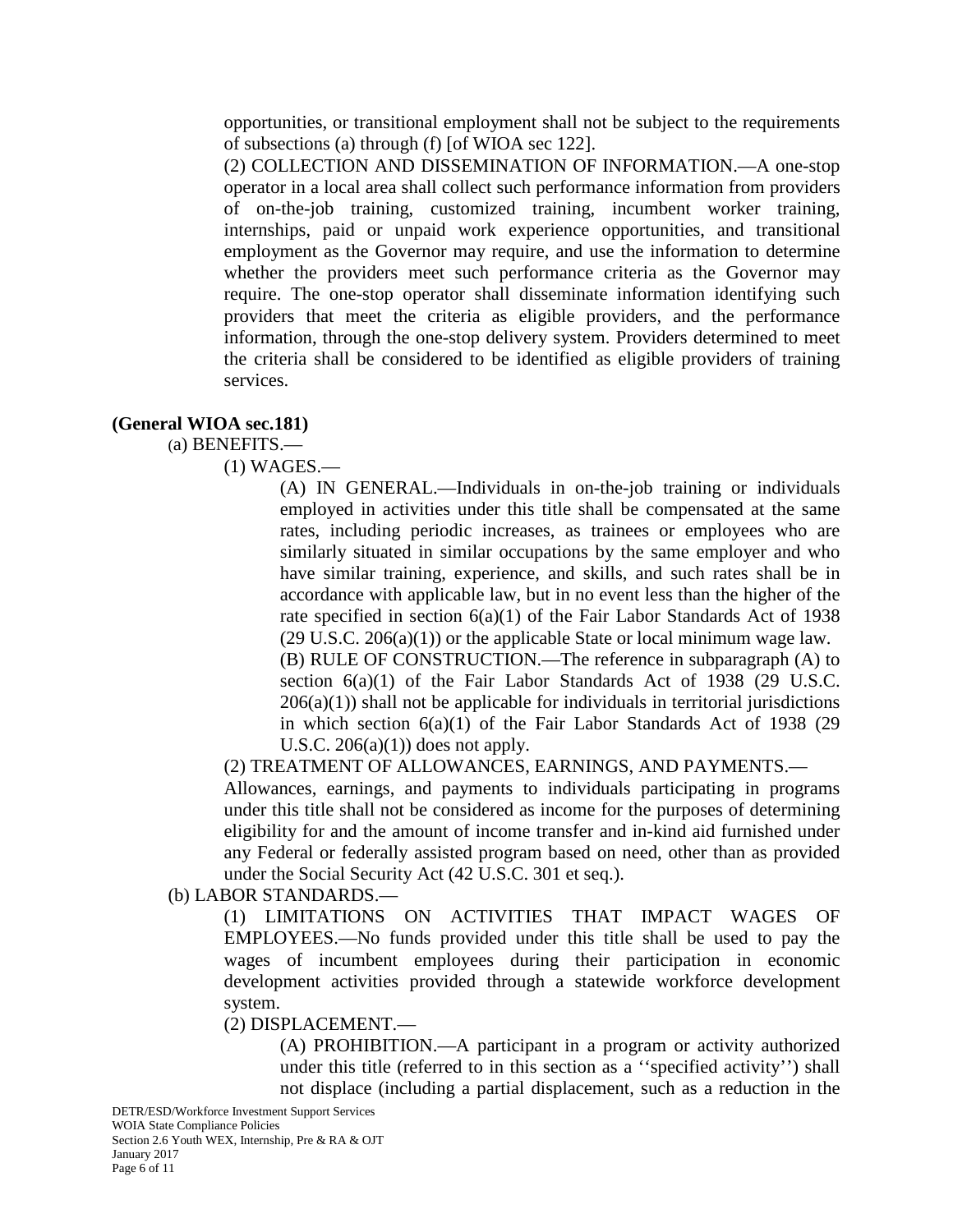opportunities, or transitional employment shall not be subject to the requirements of subsections (a) through (f) [of WIOA sec 122].

(2) COLLECTION AND DISSEMINATION OF INFORMATION.—A one-stop operator in a local area shall collect such performance information from providers of on-the-job training, customized training, incumbent worker training, internships, paid or unpaid work experience opportunities, and transitional employment as the Governor may require, and use the information to determine whether the providers meet such performance criteria as the Governor may require. The one-stop operator shall disseminate information identifying such providers that meet the criteria as eligible providers, and the performance information, through the one-stop delivery system. Providers determined to meet the criteria shall be considered to be identified as eligible providers of training services.

**(General WIOA sec.181)**

(a) BENEFITS.—

(1) WAGES.—

(A) IN GENERAL.—Individuals in on-the-job training or individuals employed in activities under this title shall be compensated at the same rates, including periodic increases, as trainees or employees who are similarly situated in similar occupations by the same employer and who have similar training, experience, and skills, and such rates shall be in accordance with applicable law, but in no event less than the higher of the rate specified in section 6(a)(1) of the Fair Labor Standards Act of 1938 (29 U.S.C. 206(a)(1)) or the applicable State or local minimum wage law.

(B) RULE OF CONSTRUCTION.—The reference in subparagraph (A) to section 6(a)(1) of the Fair Labor Standards Act of 1938 (29 U.S.C. 206(a)(1)) shall not be applicable for individuals in territorial jurisdictions in which section 6(a)(1) of the Fair Labor Standards Act of 1938 (29 U.S.C. 206(a)(1)) does not apply.

(2) TREATMENT OF ALLOWANCES, EARNINGS, AND PAYMENTS.—

Allowances, earnings, and payments to individuals participating in programs under this title shall not be considered as income for the purposes of determining eligibility for and the amount of income transfer and in-kind aid furnished under any Federal or federally assisted program based on need, other than as provided under the Social Security Act (42 U.S.C. 301 et seq.).

(b) LABOR STANDARDS.—

(1) LIMITATIONS ON ACTIVITIES THAT IMPACT WAGES OF EMPLOYEES.—No funds provided under this title shall be used to pay the wages of incumbent employees during their participation in economic development activities provided through a statewide workforce development system.

(2) DISPLACEMENT.—

(A) PROHIBITION.—A participant in a program or activity authorized under this title (referred to in this section as a ''specified activity'') shall not displace (including a partial displacement, such as a reduction in the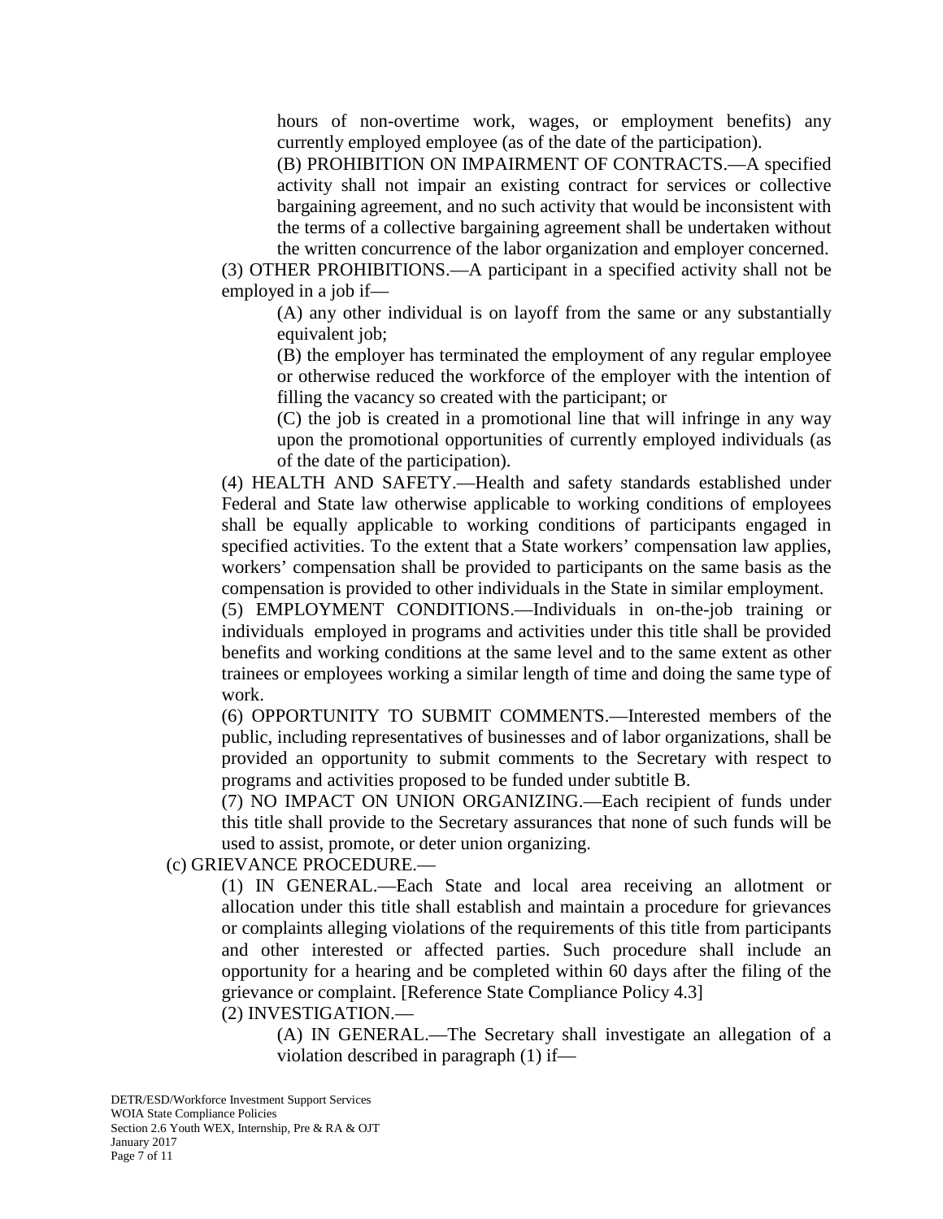hours of non-overtime work, wages, or employment benefits) any currently employed employee (as of the date of the participation).

(B) PROHIBITION ON IMPAIRMENT OF CONTRACTS.—A specified activity shall not impair an existing contract for services or collective bargaining agreement, and no such activity that would be inconsistent with the terms of a collective bargaining agreement shall be undertaken without the written concurrence of the labor organization and employer concerned.

(3) OTHER PROHIBITIONS.—A participant in a specified activity shall not be employed in a job if—

(A) any other individual is on layoff from the same or any substantially equivalent job;

(B) the employer has terminated the employment of any regular employee or otherwise reduced the workforce of the employer with the intention of filling the vacancy so created with the participant; or

(C) the job is created in a promotional line that will infringe in any way upon the promotional opportunities of currently employed individuals (as of the date of the participation).

(4) HEALTH AND SAFETY.—Health and safety standards established under Federal and State law otherwise applicable to working conditions of employees shall be equally applicable to working conditions of participants engaged in specified activities. To the extent that a State workers' compensation law applies, workers' compensation shall be provided to participants on the same basis as the compensation is provided to other individuals in the State in similar employment.

(5) EMPLOYMENT CONDITIONS.—Individuals in on-the-job training or individuals employed in programs and activities under this title shall be provided benefits and working conditions at the same level and to the same extent as other trainees or employees working a similar length of time and doing the same type of work.

(6) OPPORTUNITY TO SUBMIT COMMENTS.—Interested members of the public, including representatives of businesses and of labor organizations, shall be provided an opportunity to submit comments to the Secretary with respect to programs and activities proposed to be funded under subtitle B.

(7) NO IMPACT ON UNION ORGANIZING.—Each recipient of funds under this title shall provide to the Secretary assurances that none of such funds will be used to assist, promote, or deter union organizing.

(c) GRIEVANCE PROCEDURE.—

(1) IN GENERAL.—Each State and local area receiving an allotment or allocation under this title shall establish and maintain a procedure for grievances or complaints alleging violations of the requirements of this title from participants and other interested or affected parties. Such procedure shall include an opportunity for a hearing and be completed within 60 days after the filing of the grievance or complaint. [Reference State Compliance Policy 4.3]

(2) INVESTIGATION.—

(A) IN GENERAL.—The Secretary shall investigate an allegation of a violation described in paragraph (1) if—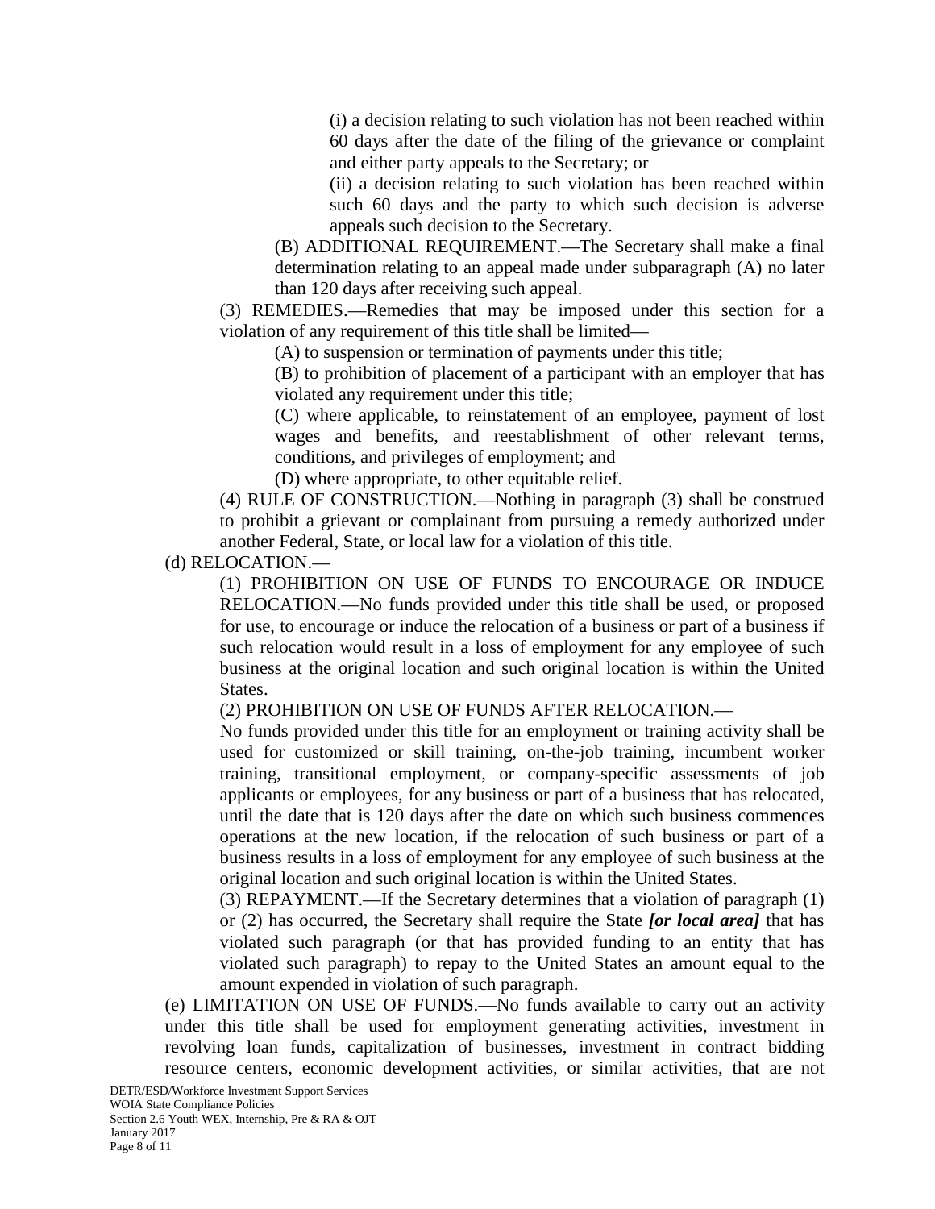(i) a decision relating to such violation has not been reached within 60 days after the date of the filing of the grievance or complaint and either party appeals to the Secretary; or

(ii) a decision relating to such violation has been reached within such 60 days and the party to which such decision is adverse appeals such decision to the Secretary.

(B) ADDITIONAL REQUIREMENT.—The Secretary shall make a final determination relating to an appeal made under subparagraph (A) no later than 120 days after receiving such appeal.

(3) REMEDIES.—Remedies that may be imposed under this section for a violation of any requirement of this title shall be limited—

(A) to suspension or termination of payments under this title;

(B) to prohibition of placement of a participant with an employer that has violated any requirement under this title;

(C) where applicable, to reinstatement of an employee, payment of lost wages and benefits, and reestablishment of other relevant terms, conditions, and privileges of employment; and

(D) where appropriate, to other equitable relief.

(4) RULE OF CONSTRUCTION.—Nothing in paragraph (3) shall be construed to prohibit a grievant or complainant from pursuing a remedy authorized under another Federal, State, or local law for a violation of this title.

(d) RELOCATION.—

(1) PROHIBITION ON USE OF FUNDS TO ENCOURAGE OR INDUCE RELOCATION.—No funds provided under this title shall be used, or proposed for use, to encourage or induce the relocation of a business or part of a business if such relocation would result in a loss of employment for any employee of such business at the original location and such original location is within the United States.

(2) PROHIBITION ON USE OF FUNDS AFTER RELOCATION.—
No funds provided under this title for an employment or training activity shall be used for customized or skill training, on-the-job training, incumbent worker training, transitional employment, or company-specific assessments of job applicants or employees, for any business or part of a business that has relocated, until the date that is 120 days after the date on which such business commences operations at the new location, if the relocation of such business or part of a business results in a loss of employment for any employee of such business at the original location and such original location is within the United States.

(3) REPAYMENT.—If the Secretary determines that a violation of paragraph (1) or (2) has occurred, the Secretary shall require the State ***[or local area]*** that has violated such paragraph (or that has provided funding to an entity that has violated such paragraph) to repay to the United States an amount equal to the amount expended in violation of such paragraph.

(e) LIMITATION ON USE OF FUNDS.—No funds available to carry out an activity under this title shall be used for employment generating activities, investment in revolving loan funds, capitalization of businesses, investment in contract bidding resource centers, economic development activities, or similar activities, that are not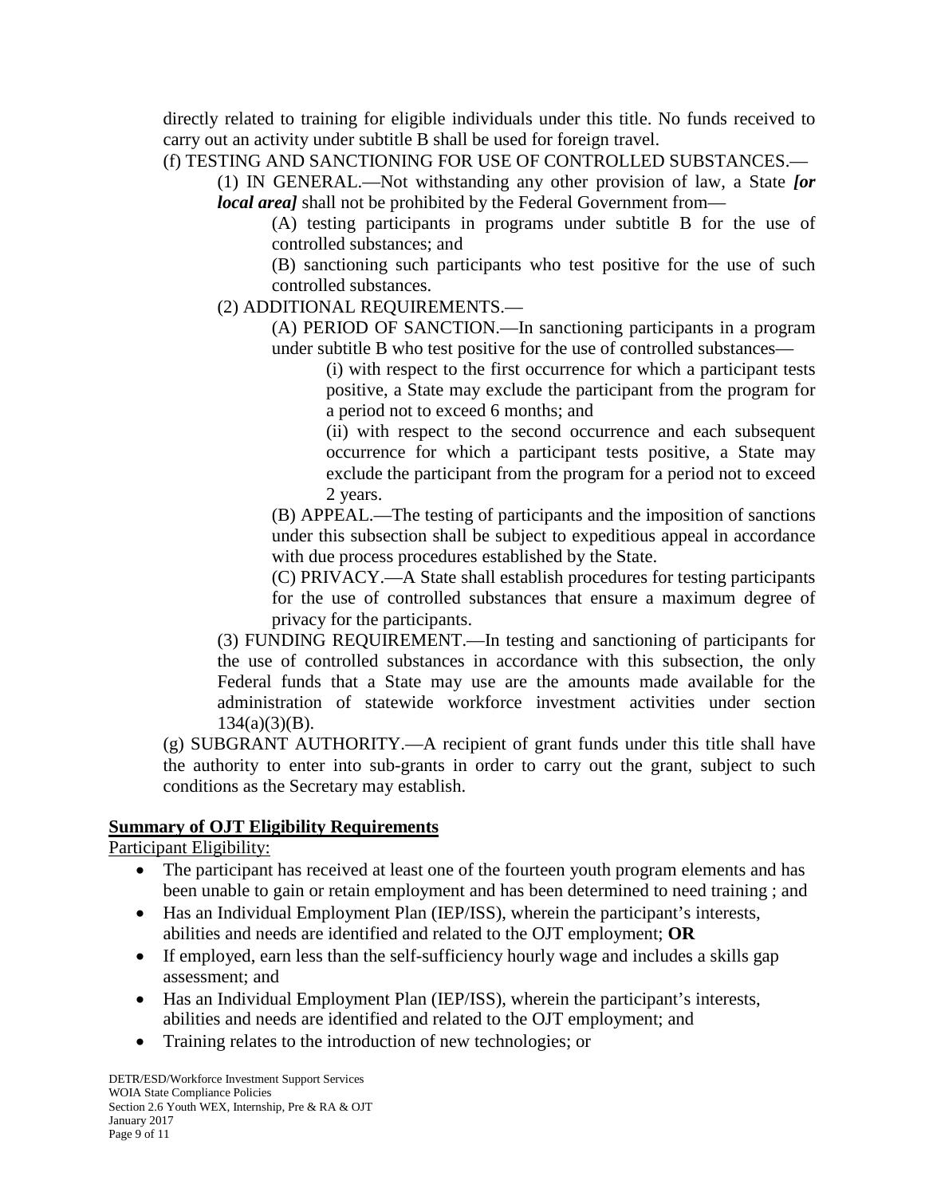directly related to training for eligible individuals under this title. No funds received to carry out an activity under subtitle B shall be used for foreign travel.

(f) TESTING AND SANCTIONING FOR USE OF CONTROLLED SUBSTANCES.—

(1) IN GENERAL.—Not withstanding any other provision of law, a State ***[or local area]*** shall not be prohibited by the Federal Government from—

(A) testing participants in programs under subtitle B for the use of controlled substances; and

(B) sanctioning such participants who test positive for the use of such controlled substances.

(2) ADDITIONAL REQUIREMENTS.—

(A) PERIOD OF SANCTION.—In sanctioning participants in a program under subtitle B who test positive for the use of controlled substances—

(i) with respect to the first occurrence for which a participant tests positive, a State may exclude the participant from the program for a period not to exceed 6 months; and

(ii) with respect to the second occurrence and each subsequent occurrence for which a participant tests positive, a State may exclude the participant from the program for a period not to exceed 2 years.

(B) APPEAL.—The testing of participants and the imposition of sanctions under this subsection shall be subject to expeditious appeal in accordance with due process procedures established by the State.

(C) PRIVACY.—A State shall establish procedures for testing participants for the use of controlled substances that ensure a maximum degree of privacy for the participants.

(3) FUNDING REQUIREMENT.—In testing and sanctioning of participants for the use of controlled substances in accordance with this subsection, the only Federal funds that a State may use are the amounts made available for the administration of statewide workforce investment activities under section 134(a)(3)(B).

(g) SUBGRANT AUTHORITY.—A recipient of grant funds under this title shall have the authority to enter into sub-grants in order to carry out the grant, subject to such conditions as the Secretary may establish.

**Summary of OJT Eligibility Requirements**

Participant Eligibility:

- The participant has received at least one of the fourteen youth program elements and has been unable to gain or retain employment and has been determined to need training ; and
- Has an Individual Employment Plan (IEP/ISS), wherein the participant's interests, abilities and needs are identified and related to the OJT employment; **OR**
- If employed, earn less than the self-sufficiency hourly wage and includes a skills gap assessment; and
- Has an Individual Employment Plan (IEP/ISS), wherein the participant's interests, abilities and needs are identified and related to the OJT employment; and
- Training relates to the introduction of new technologies; or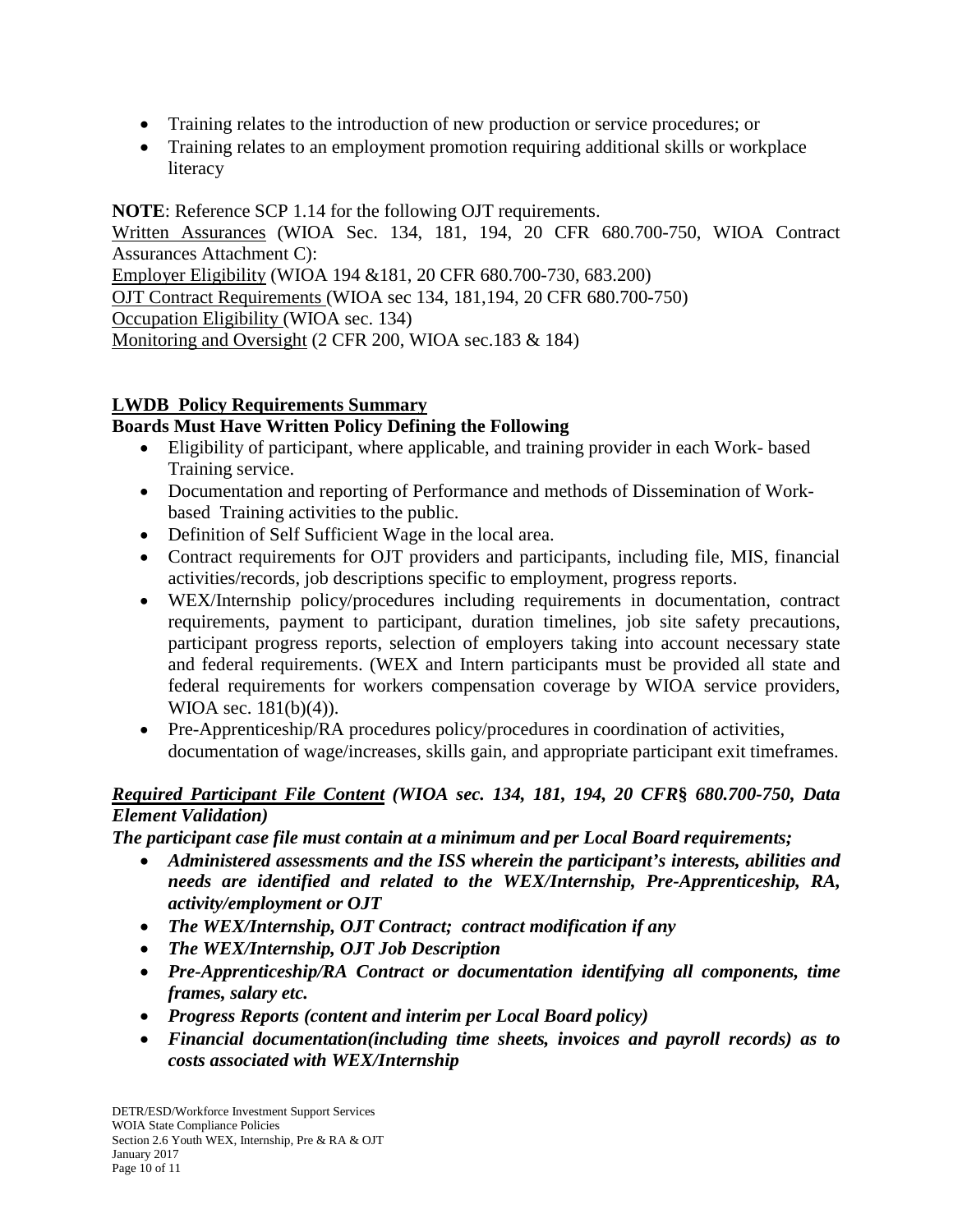- Training relates to the introduction of new production or service procedures; or
- Training relates to an employment promotion requiring additional skills or workplace literacy

**NOTE**: Reference SCP 1.14 for the following OJT requirements.

<u>Written Assurances</u> (WIOA Sec. 134, 181, 194, 20 CFR 680.700-750, WIOA Contract Assurances Attachment C):

<u>Employer Eligibility</u> (WIOA 194 &181, 20 CFR 680.700-730, 683.200)

<u>OJT Contract Requirements</u> (WIOA sec 134, 181,194, 20 CFR 680.700-750)

<u>Occupation Eligibility</u> (WIOA sec. 134)

<u>Monitoring and Oversight</u> (2 CFR 200, WIOA sec.183 & 184)

**<u>LWDB Policy Requirements Summary</u>**

**Boards Must Have Written Policy Defining the Following**

- Eligibility of participant, where applicable, and training provider in each Work- based Training service.
- Documentation and reporting of Performance and methods of Dissemination of Work-based Training activities to the public.
- Definition of Self Sufficient Wage in the local area.
- Contract requirements for OJT providers and participants, including file, MIS, financial activities/records, job descriptions specific to employment, progress reports.
- WEX/Internship policy/procedures including requirements in documentation, contract requirements, payment to participant, duration timelines, job site safety precautions, participant progress reports, selection of employers taking into account necessary state and federal requirements. (WEX and Intern participants must be provided all state and federal requirements for workers compensation coverage by WIOA service providers, WIOA sec. 181(b)(4)).
- Pre-Apprenticeship/RA procedures policy/procedures in coordination of activities, documentation of wage/increases, skills gain, and appropriate participant exit timeframes.

***<u>Required Participant File Content</u> (WIOA sec. 134, 181, 194, 20 CFR§ 680.700-750, Data Element Validation)***

***The participant case file must contain at a minimum and per Local Board requirements;***

- ***Administered assessments and the ISS wherein the participant's interests, abilities and needs are identified and related to the WEX/Internship, Pre-Apprenticeship, RA, activity/employment or OJT***
- ***The WEX/Internship, OJT Contract; contract modification if any***
- ***The WEX/Internship, OJT Job Description***
- ***Pre-Apprenticeship/RA Contract or documentation identifying all components, time frames, salary etc.***
- ***Progress Reports (content and interim per Local Board policy)***
- ***Financial documentation(including time sheets, invoices and payroll records) as to costs associated with WEX/Internship***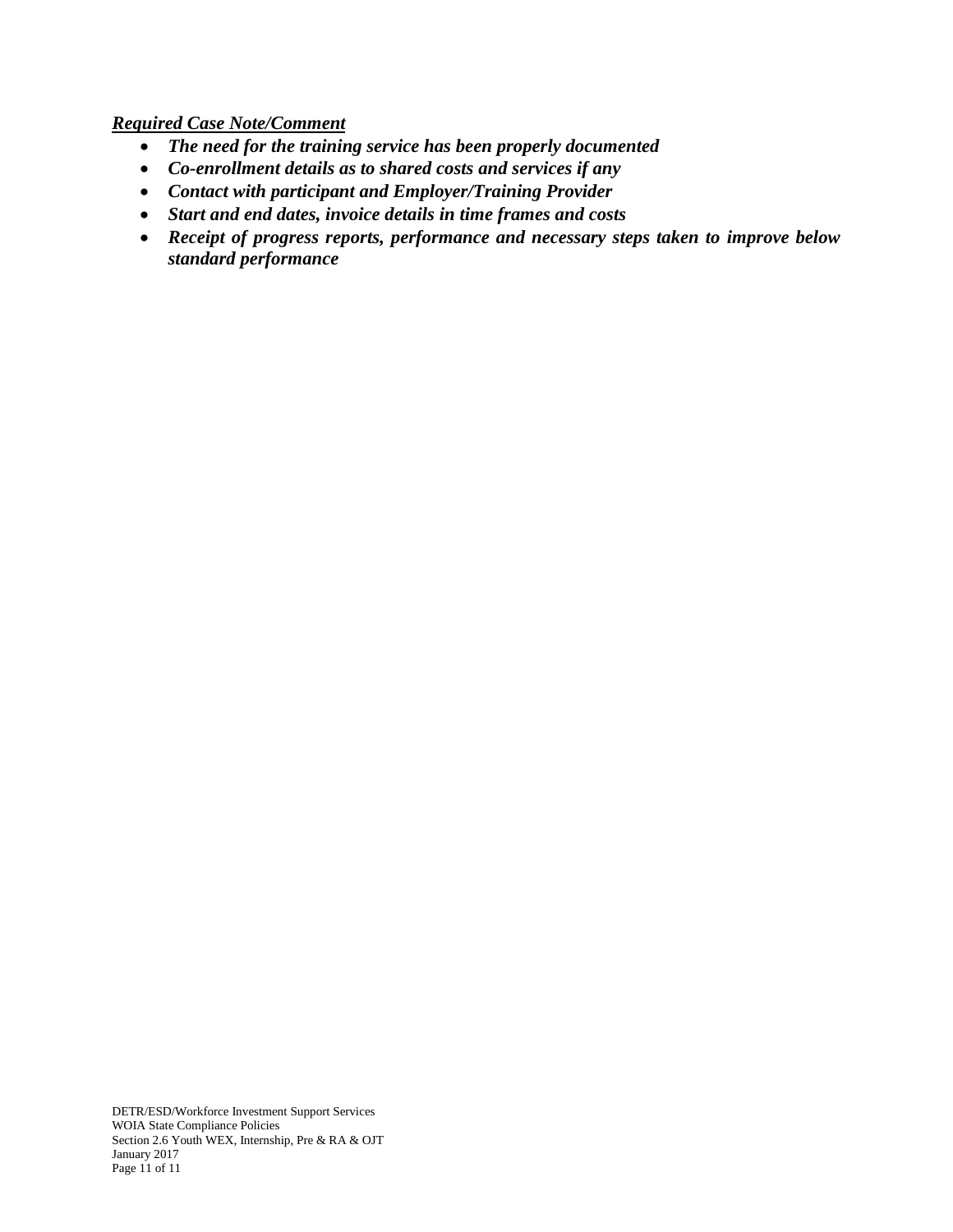***Required Case Note/Comment***

- ***The need for the training service has been properly documented***
- ***Co-enrollment details as to shared costs and services if any***
- ***Contact with participant and Employer/Training Provider***
- ***Start and end dates, invoice details in time frames and costs***
- ***Receipt of progress reports, performance and necessary steps taken to improve below standard performance***